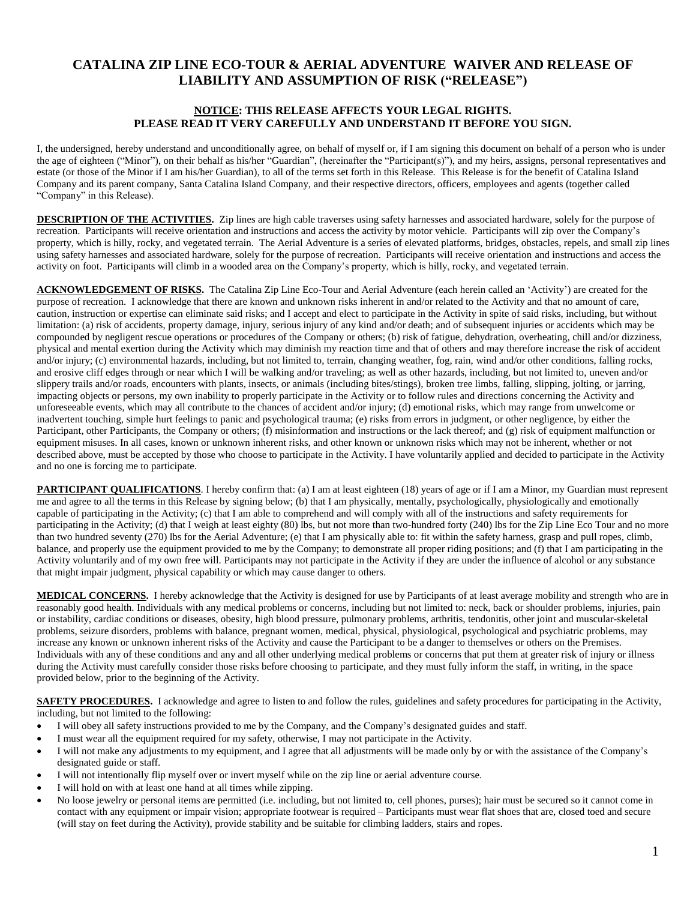# CATALINA ZIP LINE ECO-TOUR & AERIAL ADVENTURE WAIVER AND RELEASE OF LIABILITY AND ASSUMPTION OF RISK ("RELEASE")

**<u>NOTICE</u>: THIS RELEASE AFFECTS YOUR LEGAL RIGHTS.**
**PLEASE READ IT VERY CAREFULLY AND UNDERSTAND IT BEFORE YOU SIGN.**

I, the undersigned, hereby understand and unconditionally agree, on behalf of myself or, if I am signing this document on behalf of a person who is under the age of eighteen ("Minor"), on their behalf as his/her "Guardian", (hereinafter the "Participant(s)"), and my heirs, assigns, personal representatives and estate (or those of the Minor if I am his/her Guardian), to all of the terms set forth in this Release. This Release is for the benefit of Catalina Island Company and its parent company, Santa Catalina Island Company, and their respective directors, officers, employees and agents (together called "Company" in this Release).

**<u>DESCRIPTION OF THE ACTIVITIES</u>.** Zip lines are high cable traverses using safety harnesses and associated hardware, solely for the purpose of recreation. Participants will receive orientation and instructions and access the activity by motor vehicle. Participants will zip over the Company's property, which is hilly, rocky, and vegetated terrain. The Aerial Adventure is a series of elevated platforms, bridges, obstacles, repels, and small zip lines using safety harnesses and associated hardware, solely for the purpose of recreation. Participants will receive orientation and instructions and access the activity on foot. Participants will climb in a wooded area on the Company's property, which is hilly, rocky, and vegetated terrain.

**<u>ACKNOWLEDGEMENT OF RISKS</u>.** The Catalina Zip Line Eco-Tour and Aerial Adventure (each herein called an 'Activity') are created for the purpose of recreation. I acknowledge that there are known and unknown risks inherent in and/or related to the Activity and that no amount of care, caution, instruction or expertise can eliminate said risks; and I accept and elect to participate in the Activity in spite of said risks, including, but without limitation: (a) risk of accidents, property damage, injury, serious injury of any kind and/or death; and of subsequent injuries or accidents which may be compounded by negligent rescue operations or procedures of the Company or others; (b) risk of fatigue, dehydration, overheating, chill and/or dizziness, physical and mental exertion during the Activity which may diminish my reaction time and that of others and may therefore increase the risk of accident and/or injury; (c) environmental hazards, including, but not limited to, terrain, changing weather, fog, rain, wind and/or other conditions, falling rocks, and erosive cliff edges through or near which I will be walking and/or traveling; as well as other hazards, including, but not limited to, uneven and/or slippery trails and/or roads, encounters with plants, insects, or animals (including bites/stings), broken tree limbs, falling, slipping, jolting, or jarring, impacting objects or persons, my own inability to properly participate in the Activity or to follow rules and directions concerning the Activity and unforeseeable events, which may all contribute to the chances of accident and/or injury; (d) emotional risks, which may range from unwelcome or inadvertent touching, simple hurt feelings to panic and psychological trauma; (e) risks from errors in judgment, or other negligence, by either the Participant, other Participants, the Company or others; (f) misinformation and instructions or the lack thereof; and (g) risk of equipment malfunction or equipment misuses. In all cases, known or unknown inherent risks, and other known or unknown risks which may not be inherent, whether or not described above, must be accepted by those who choose to participate in the Activity. I have voluntarily applied and decided to participate in the Activity and no one is forcing me to participate.

**<u>PARTICIPANT QUALIFICATIONS</u>**. I hereby confirm that: (a) I am at least eighteen (18) years of age or if I am a Minor, my Guardian must represent me and agree to all the terms in this Release by signing below; (b) that I am physically, mentally, psychologically, physiologically and emotionally capable of participating in the Activity; (c) that I am able to comprehend and will comply with all of the instructions and safety requirements for participating in the Activity; (d) that I weigh at least eighty (80) lbs, but not more than two-hundred forty (240) lbs for the Zip Line Eco Tour and no more than two hundred seventy (270) lbs for the Aerial Adventure; (e) that I am physically able to: fit within the safety harness, grasp and pull ropes, climb, balance, and properly use the equipment provided to me by the Company; to demonstrate all proper riding positions; and (f) that I am participating in the Activity voluntarily and of my own free will. Participants may not participate in the Activity if they are under the influence of alcohol or any substance that might impair judgment, physical capability or which may cause danger to others.

**<u>MEDICAL CONCERNS</u>.** I hereby acknowledge that the Activity is designed for use by Participants of at least average mobility and strength who are in reasonably good health. Individuals with any medical problems or concerns, including but not limited to: neck, back or shoulder problems, injuries, pain or instability, cardiac conditions or diseases, obesity, high blood pressure, pulmonary problems, arthritis, tendonitis, other joint and muscular-skeletal problems, seizure disorders, problems with balance, pregnant women, medical, physical, physiological, psychological and psychiatric problems, may increase any known or unknown inherent risks of the Activity and cause the Participant to be a danger to themselves or others on the Premises. Individuals with any of these conditions and any and all other underlying medical problems or concerns that put them at greater risk of injury or illness during the Activity must carefully consider those risks before choosing to participate, and they must fully inform the staff, in writing, in the space provided below, prior to the beginning of the Activity.

**<u>SAFETY PROCEDURES</u>.** I acknowledge and agree to listen to and follow the rules, guidelines and safety procedures for participating in the Activity, including, but not limited to the following:

- I will obey all safety instructions provided to me by the Company, and the Company's designated guides and staff.
- I must wear all the equipment required for my safety, otherwise, I may not participate in the Activity.
- I will not make any adjustments to my equipment, and I agree that all adjustments will be made only by or with the assistance of the Company's designated guide or staff.
- I will not intentionally flip myself over or invert myself while on the zip line or aerial adventure course.
- I will hold on with at least one hand at all times while zipping.
- No loose jewelry or personal items are permitted (i.e. including, but not limited to, cell phones, purses); hair must be secured so it cannot come in contact with any equipment or impair vision; appropriate footwear is required – Participants must wear flat shoes that are, closed toed and secure (will stay on feet during the Activity), provide stability and be suitable for climbing ladders, stairs and ropes.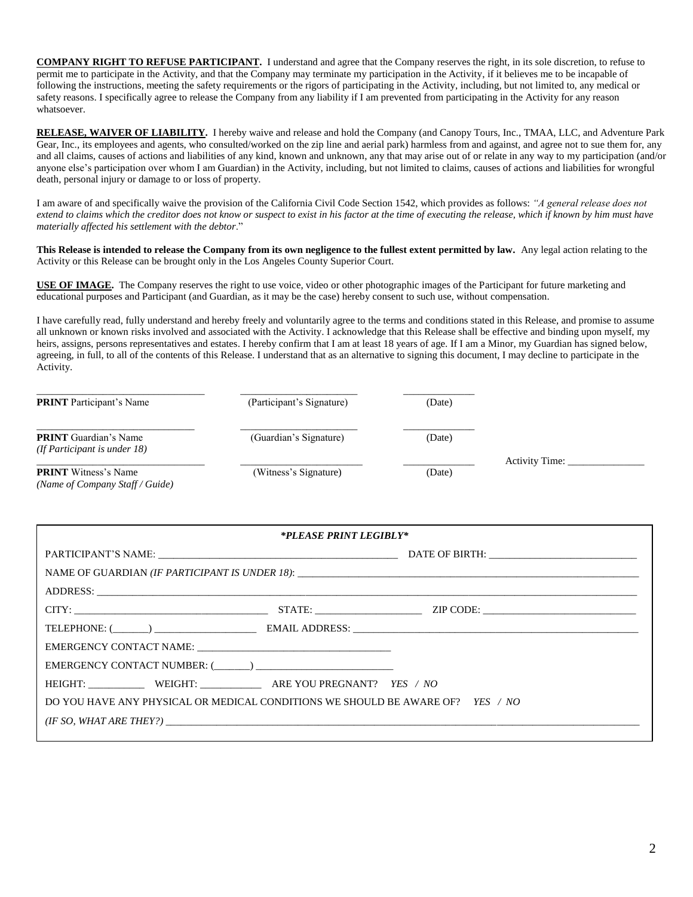**COMPANY RIGHT TO REFUSE PARTICIPANT.** I understand and agree that the Company reserves the right, in its sole discretion, to refuse to permit me to participate in the Activity, and that the Company may terminate my participation in the Activity, if it believes me to be incapable of following the instructions, meeting the safety requirements or the rigors of participating in the Activity, including, but not limited to, any medical or safety reasons. I specifically agree to release the Company from any liability if I am prevented from participating in the Activity for any reason whatsoever.

**RELEASE, WAIVER OF LIABILITY.** I hereby waive and release and hold the Company (and Canopy Tours, Inc., TMAA, LLC, and Adventure Park Gear, Inc., its employees and agents, who consulted/worked on the zip line and aerial park) harmless from and against, and agree not to sue them for, any and all claims, causes of actions and liabilities of any kind, known and unknown, any that may arise out of or relate in any way to my participation (and/or anyone else's participation over whom I am Guardian) in the Activity, including, but not limited to claims, causes of actions and liabilities for wrongful death, personal injury or damage to or loss of property.

I am aware of and specifically waive the provision of the California Civil Code Section 1542, which provides as follows: *"A general release does not extend to claims which the creditor does not know or suspect to exist in his factor at the time of executing the release, which if known by him must have materially affected his settlement with the debtor*."

**This Release is intended to release the Company from its own negligence to the fullest extent permitted by law.** Any legal action relating to the Activity or this Release can be brought only in the Los Angeles County Superior Court.

**USE OF IMAGE.** The Company reserves the right to use voice, video or other photographic images of the Participant for future marketing and educational purposes and Participant (and Guardian, as it may be the case) hereby consent to such use, without compensation.

I have carefully read, fully understand and hereby freely and voluntarily agree to the terms and conditions stated in this Release, and promise to assume all unknown or known risks involved and associated with the Activity. I acknowledge that this Release shall be effective and binding upon myself, my heirs, assigns, persons representatives and estates. I hereby confirm that I am at least 18 years of age. If I am a Minor, my Guardian has signed below, agreeing, in full, to all of the contents of this Release. I understand that as an alternative to signing this document, I may decline to participate in the Activity.

________________________________ ________________________ ______________

**PRINT** Participant's Name (Participant's Signature) (Date)

________________________________ ________________________ ______________

**PRINT** Guardian's Name (Guardian's Signature) (Date)
*(If Participant is under 18)*

________________________________ ________________________ ______________ Activity Time: ________________

**PRINT** Witness's Name (Witness's Signature) (Date)
*(Name of Company Staff / Guide)*

***PLEASE PRINT LEGIBLY***

PARTICIPANT'S NAME: ______________________________________________ DATE OF BIRTH: ____________________________

NAME OF GUARDIAN *(IF PARTICIPANT IS UNDER 18)*: ____________________________________________________________________

ADDRESS: ______________________________________________________________________________________________

CITY: ______________________________________ STATE: _____________________ ZIP CODE: ______________________________

TELEPHONE: (_______) ____________________ EMAIL ADDRESS: ______________________________________________________

EMERGENCY CONTACT NAME: _____________________________________

EMERGENCY CONTACT NUMBER: (_______) __________________________

HEIGHT: ___________ WEIGHT: ____________ ARE YOU PREGNANT? *YES / NO*

DO YOU HAVE ANY PHYSICAL OR MEDICAL CONDITIONS WE SHOULD BE AWARE OF? *YES / NO*

*(IF SO, WHAT ARE THEY?)* ________________________________________________________________________________